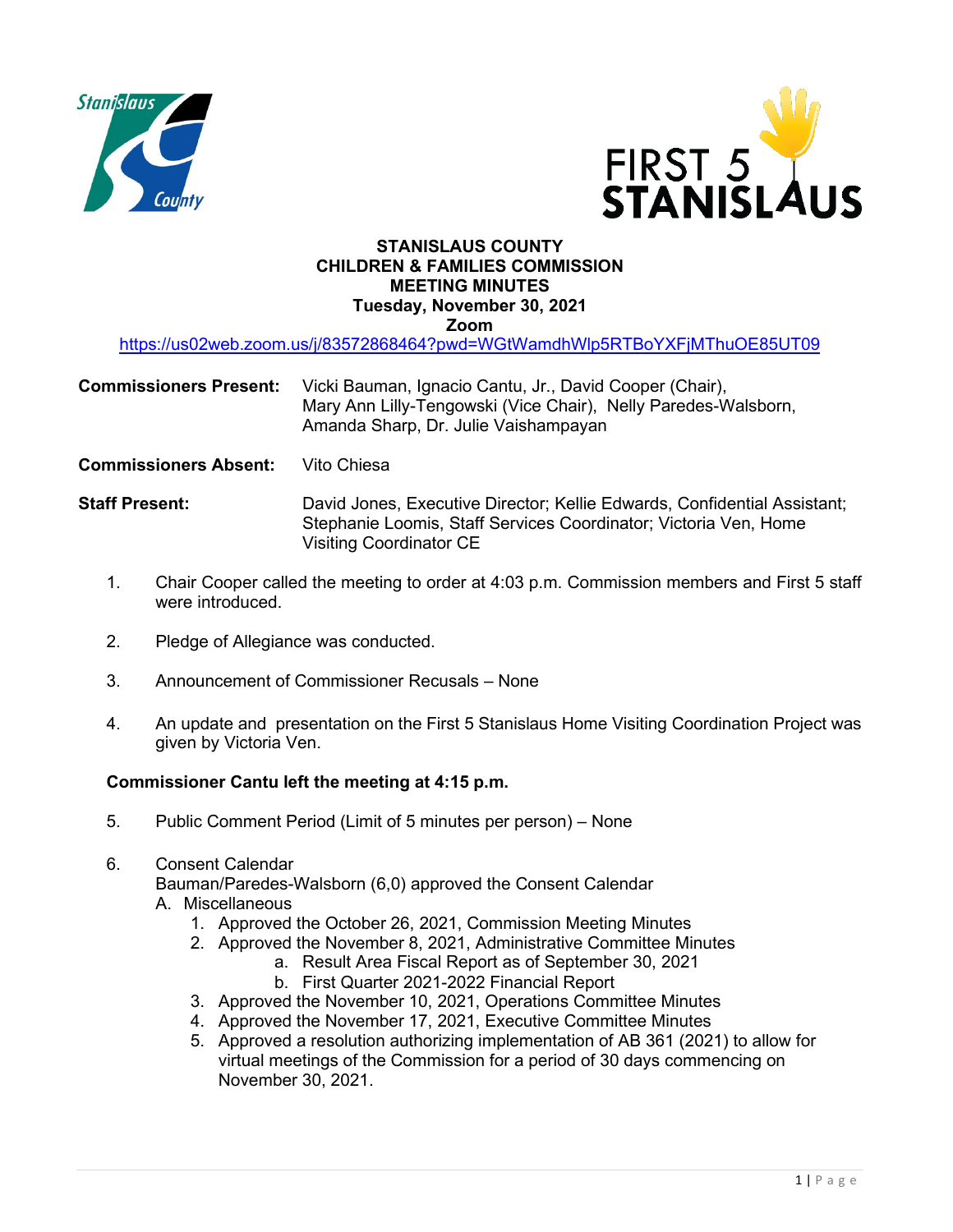# STANISLAUS COUNTY
# CHILDREN & FAMILIES COMMISSION
# MEETING MINUTES
## Tuesday, November 30, 2021
## Zoom

https://us02web.zoom.us/j/83572868464?pwd=WGtWamdhWlp5RTBoYXFjMThuOE85UT09

**Commissioners Present:** Vicki Bauman, Ignacio Cantu, Jr., David Cooper (Chair), Mary Ann Lilly-Tengowski (Vice Chair), Nelly Paredes-Walsborn, Amanda Sharp, Dr. Julie Vaishampayan

**Commissioners Absent:** Vito Chiesa

**Staff Present:** David Jones, Executive Director; Kellie Edwards, Confidential Assistant; Stephanie Loomis, Staff Services Coordinator; Victoria Ven, Home Visiting Coordinator CE

1. Chair Cooper called the meeting to order at 4:03 p.m. Commission members and First 5 staff were introduced.

2. Pledge of Allegiance was conducted.

3. Announcement of Commissioner Recusals – None

4. An update and presentation on the First 5 Stanislaus Home Visiting Coordination Project was given by Victoria Ven.

**Commissioner Cantu left the meeting at 4:15 p.m.**

5. Public Comment Period (Limit of 5 minutes per person) – None

6. Consent Calendar
   Bauman/Paredes-Walsborn (6,0) approved the Consent Calendar
   A. Miscellaneous
      1. Approved the October 26, 2021, Commission Meeting Minutes
      2. Approved the November 8, 2021, Administrative Committee Minutes
         a. Result Area Fiscal Report as of September 30, 2021
         b. First Quarter 2021-2022 Financial Report
      3. Approved the November 10, 2021, Operations Committee Minutes
      4. Approved the November 17, 2021, Executive Committee Minutes
      5. Approved a resolution authorizing implementation of AB 361 (2021) to allow for virtual meetings of the Commission for a period of 30 days commencing on November 30, 2021.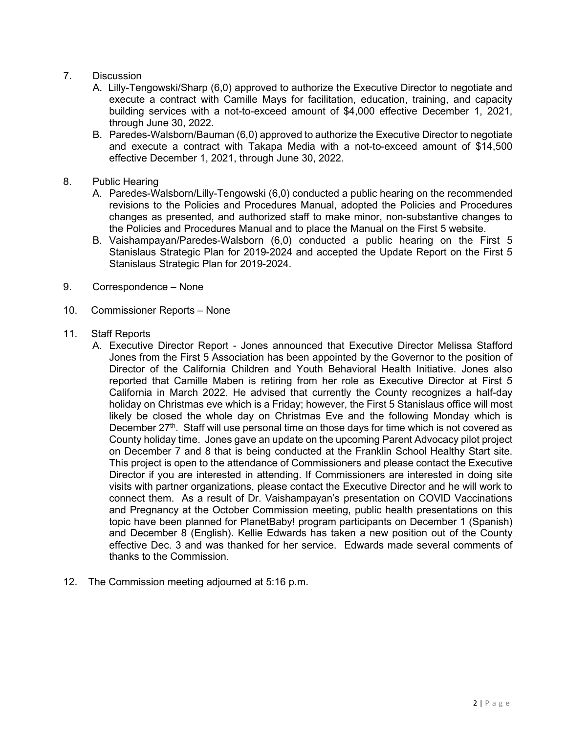7. Discussion
   A. Lilly-Tengowski/Sharp (6,0) approved to authorize the Executive Director to negotiate and execute a contract with Camille Mays for facilitation, education, training, and capacity building services with a not-to-exceed amount of $4,000 effective December 1, 2021, through June 30, 2022.
   B. Paredes-Walsborn/Bauman (6,0) approved to authorize the Executive Director to negotiate and execute a contract with Takapa Media with a not-to-exceed amount of $14,500 effective December 1, 2021, through June 30, 2022.

8. Public Hearing
   A. Paredes-Walsborn/Lilly-Tengowski (6,0) conducted a public hearing on the recommended revisions to the Policies and Procedures Manual, adopted the Policies and Procedures changes as presented, and authorized staff to make minor, non-substantive changes to the Policies and Procedures Manual and to place the Manual on the First 5 website.
   B. Vaishampayan/Paredes-Walsborn (6,0) conducted a public hearing on the First 5 Stanislaus Strategic Plan for 2019-2024 and accepted the Update Report on the First 5 Stanislaus Strategic Plan for 2019-2024.

9. Correspondence – None

10. Commissioner Reports – None

11. Staff Reports
    A. Executive Director Report - Jones announced that Executive Director Melissa Stafford Jones from the First 5 Association has been appointed by the Governor to the position of Director of the California Children and Youth Behavioral Health Initiative. Jones also reported that Camille Maben is retiring from her role as Executive Director at First 5 California in March 2022. He advised that currently the County recognizes a half-day holiday on Christmas eve which is a Friday; however, the First 5 Stanislaus office will most likely be closed the whole day on Christmas Eve and the following Monday which is December 27th. Staff will use personal time on those days for time which is not covered as County holiday time. Jones gave an update on the upcoming Parent Advocacy pilot project on December 7 and 8 that is being conducted at the Franklin School Healthy Start site. This project is open to the attendance of Commissioners and please contact the Executive Director if you are interested in attending. If Commissioners are interested in doing site visits with partner organizations, please contact the Executive Director and he will work to connect them. As a result of Dr. Vaishampayan's presentation on COVID Vaccinations and Pregnancy at the October Commission meeting, public health presentations on this topic have been planned for PlanetBaby! program participants on December 1 (Spanish) and December 8 (English). Kellie Edwards has taken a new position out of the County effective Dec. 3 and was thanked for her service. Edwards made several comments of thanks to the Commission.

12. The Commission meeting adjourned at 5:16 p.m.